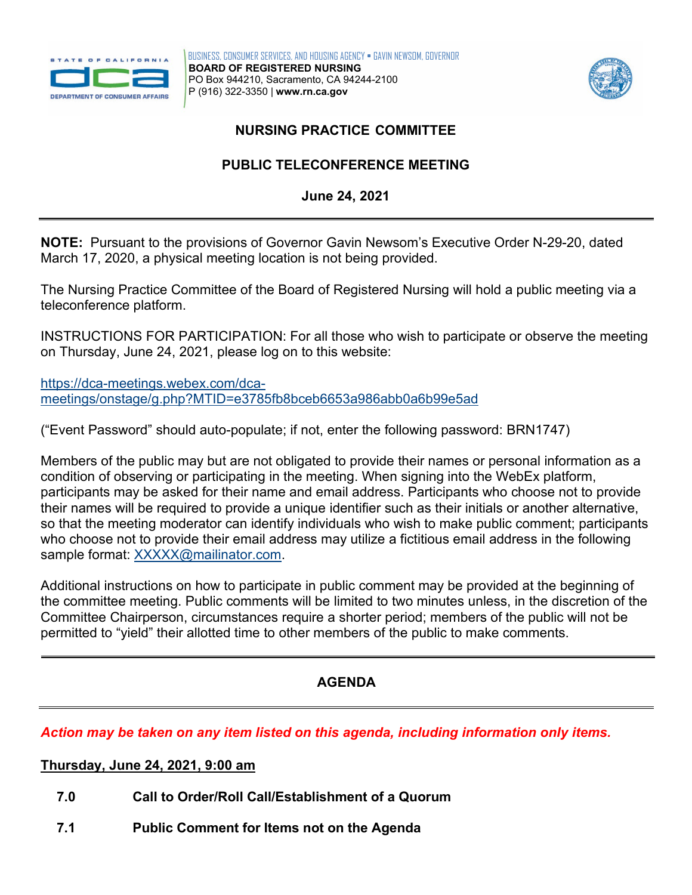BUSINESS, CONSUMER SERVICES, AND HOUSING AGENCY • GAVIN NEWSOM, GOVERNOR
**BOARD OF REGISTERED NURSING**
PO Box 944210, Sacramento, CA 94244-2100
P (916) 322-3350 | **www.rn.ca.gov**

# NURSING PRACTICE COMMITTEE

## PUBLIC TELECONFERENCE MEETING

**June 24, 2021**

---

**NOTE:** Pursuant to the provisions of Governor Gavin Newsom's Executive Order N-29-20, dated March 17, 2020, a physical meeting location is not being provided.

The Nursing Practice Committee of the Board of Registered Nursing will hold a public meeting via a teleconference platform.

INSTRUCTIONS FOR PARTICIPATION: For all those who wish to participate or observe the meeting on Thursday, June 24, 2021, please log on to this website:

https://dca-meetings.webex.com/dca-meetings/onstage/g.php?MTID=e3785fb8bceb6653a986abb0a6b99e5ad

("Event Password" should auto-populate; if not, enter the following password: BRN1747)

Members of the public may but are not obligated to provide their names or personal information as a condition of observing or participating in the meeting. When signing into the WebEx platform, participants may be asked for their name and email address. Participants who choose not to provide their names will be required to provide a unique identifier such as their initials or another alternative, so that the meeting moderator can identify individuals who wish to make public comment; participants who choose not to provide their email address may utilize a fictitious email address in the following sample format: XXXXX@mailinator.com.

Additional instructions on how to participate in public comment may be provided at the beginning of the committee meeting. Public comments will be limited to two minutes unless, in the discretion of the Committee Chairperson, circumstances require a shorter period; members of the public will not be permitted to "yield" their allotted time to other members of the public to make comments.

---

## AGENDA

---

***Action may be taken on any item listed on this agenda, including information only items.***

**Thursday, June 24, 2021, 9:00 am**

**7.0 Call to Order/Roll Call/Establishment of a Quorum**

**7.1 Public Comment for Items not on the Agenda**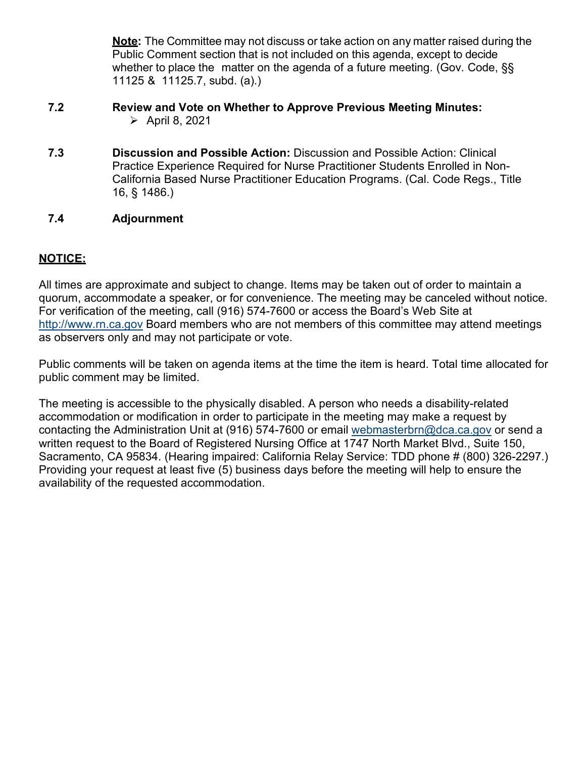**Note:** The Committee may not discuss or take action on any matter raised during the Public Comment section that is not included on this agenda, except to decide whether to place the matter on the agenda of a future meeting. (Gov. Code, §§ 11125 & 11125.7, subd. (a).)

**7.2 Review and Vote on Whether to Approve Previous Meeting Minutes:**

- April 8, 2021

**7.3 Discussion and Possible Action:** Discussion and Possible Action: Clinical Practice Experience Required for Nurse Practitioner Students Enrolled in Non-California Based Nurse Practitioner Education Programs. (Cal. Code Regs., Title 16, § 1486.)

**7.4 Adjournment**

**NOTICE:**

All times are approximate and subject to change. Items may be taken out of order to maintain a quorum, accommodate a speaker, or for convenience. The meeting may be canceled without notice. For verification of the meeting, call (916) 574-7600 or access the Board's Web Site at http://www.rn.ca.gov Board members who are not members of this committee may attend meetings as observers only and may not participate or vote.

Public comments will be taken on agenda items at the time the item is heard. Total time allocated for public comment may be limited.

The meeting is accessible to the physically disabled. A person who needs a disability-related accommodation or modification in order to participate in the meeting may make a request by contacting the Administration Unit at (916) 574-7600 or email webmasterbrn@dca.ca.gov or send a written request to the Board of Registered Nursing Office at 1747 North Market Blvd., Suite 150, Sacramento, CA 95834. (Hearing impaired: California Relay Service: TDD phone # (800) 326-2297.) Providing your request at least five (5) business days before the meeting will help to ensure the availability of the requested accommodation.